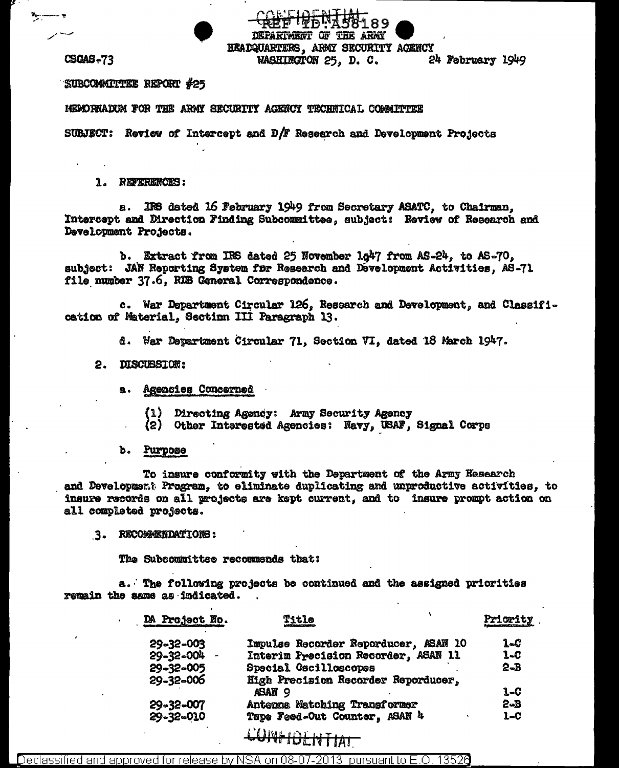CONFIDENTIAL
REF ID:A58189

DEPARTMENT OF THE ARMY
HEADQUARTERS, ARMY SECURITY AGENCY
WASHINGTON 25, D. C.

CSGAS-73 24 February 1949

SUBCOMMITTEE REPORT #25

MEMORNADUM FOR THE ARMY SECURITY AGENCY TECHNICAL COMMITTEE

SUBJECT: Review of Intercept and D/F Research and Development Projects

1. REFERENCES:

a. IRS dated 16 February 1949 from Secretary ASATC, to Chairman, Intercept and Direction Finding Subcommittee, subject: Review of Research and Development Projects.

b. Extract from IRS dated 25 November 1947 from AS-24, to AS-70, subject: JAN Reporting System for Research and Development Activities, AS-71 file number 37.6, RDB General Correspondence.

c. War Department Circular 126, Research and Development, and Classification of Material, Sectinn III Paragraph 13.

d. War Department Circular 71, Section VI, dated 18 March 1947.

2. DISCUSSION:

a. Agencies Concerned

(1) Directing Agency: Army Security Agency
(2) Other Interested Agencies: Navy, USAF, Signal Corps

b. Purpose

To insure conformity with the Department of the Army Research and Development Program, to eliminate duplicating and unproductive activities, to insure records on all projects are kept current, and to insure prompt action on all completed projects.

3. RECOMMENDATIONS:

The Subcommittee recommends that:

a. The following projects be continued and the assigned priorities remain the same as indicated.

| DA Project No. | Title | Priority |
|---|---|---|
| 29-32-003 | Impulse Recorder Reporducer, ASAN 10 | 1-C |
| 29-32-004 | Interim Precision Recorder, ASAN 11 | 1-C |
| 29-32-005 | Special Oscilloscopes | 2-B |
| 29-32-006 | High Precision Recorder Reporducer, ASAN 9 | 1-C |
| 29-32-007 | Antenna Matching Transformer | 2-B |
| 29-32-010 | Tape Feed-Out Counter, ASAN 4 | 1-C |

CONFIDENTIAL

Declassified and approved for release by NSA on 08-07-2013 pursuant to E.O. 13526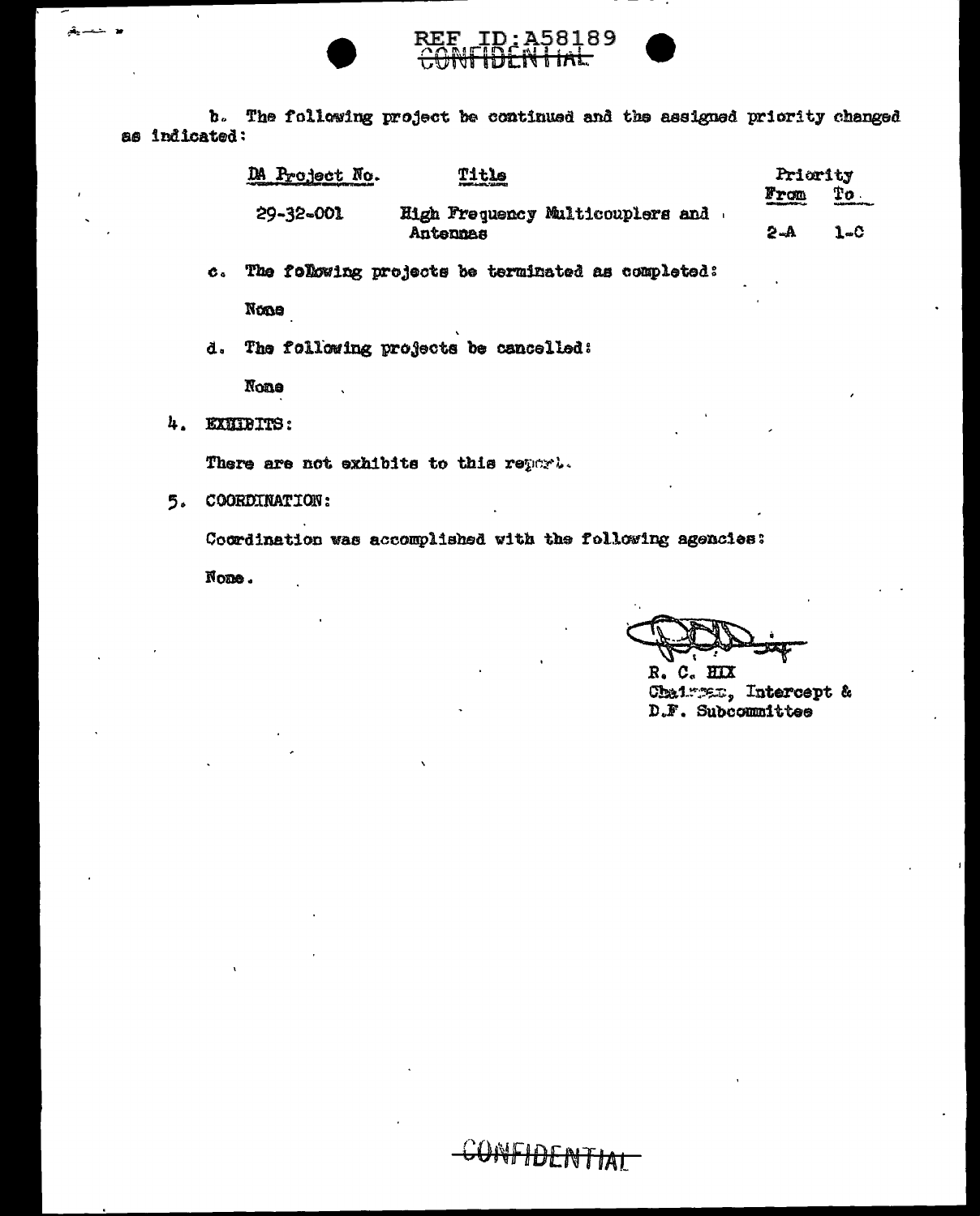REF ID:A58189
CONFIDENTIAL

b. The following project be continued and the assigned priority changed as indicated:

| DA Project No. | Title | Priority From | Priority To |
|---|---|---|---|
| 29-32-001 | High Frequency Multicouplers and Antennas | 2-A | 1-C |

c. The following projects be terminated as completed:

None

d. The following projects be cancelled:

None

4. EXHIBITS:

There are not exhibits to this report.

5. COORDINATION:

Coordination was accomplished with the following agencies:

None.

R. C. HIX
Chairman, Intercept &
D.F. Subcommittee

CONFIDENTIAL